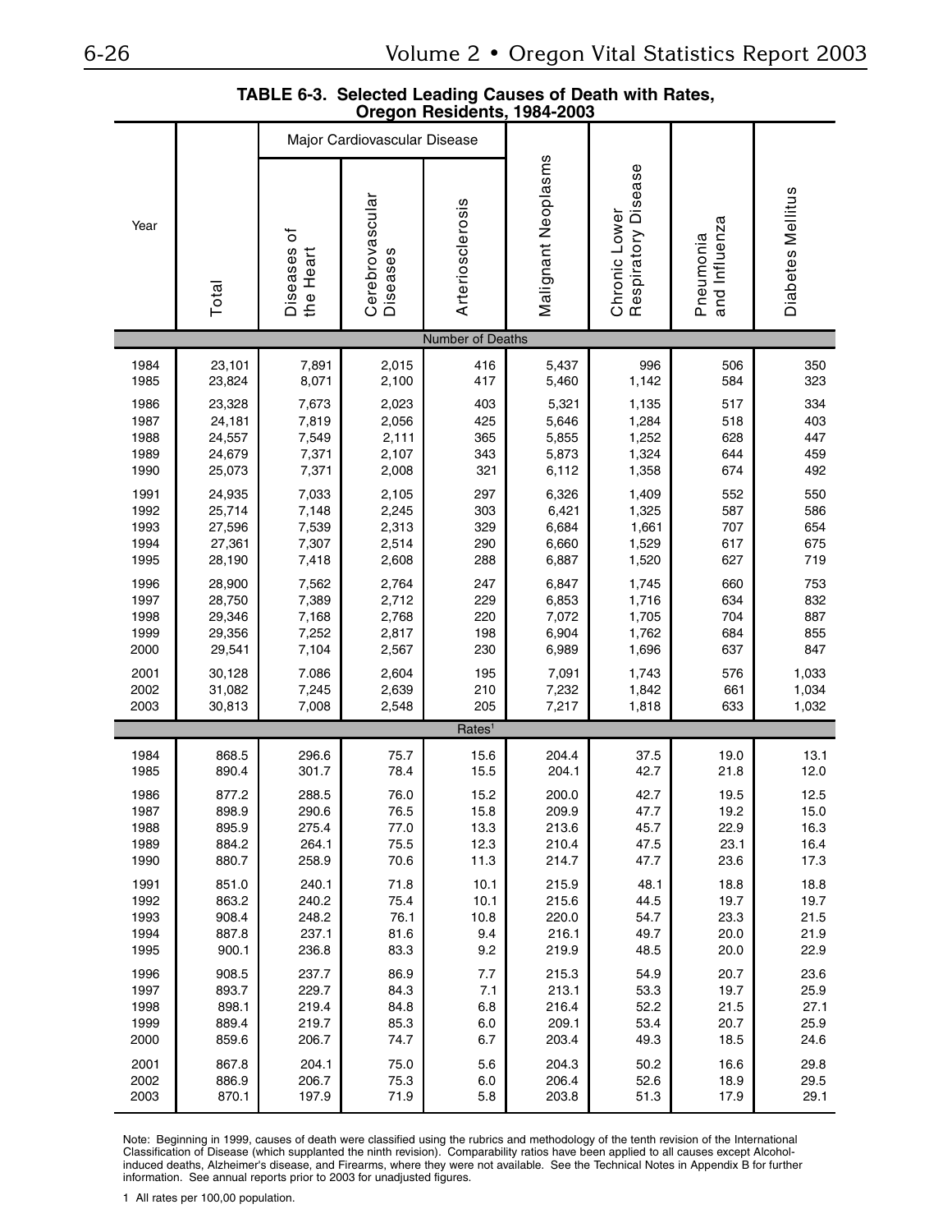**TABLE 6-3. Selected Leading Causes of Death with Rates, Oregon Residents, 1984-2003**

| Year | Total | Major Cardiovascular Disease | | | Malignant Neoplasms | Chronic Lower Respiratory Disease | Pneumonia and Influenza | Diabetes Mellitus |
|---|---|---|---|---|---|---|---|---|
| | | Diseases of the Heart | Cerebrovascular Diseases | Arteriosclerosis | | | | |
| **Number of Deaths** | | | | | | | | |
| 1984 | 23,101 | 7,891 | 2,015 | 416 | 5,437 | 996 | 506 | 350 |
| 1985 | 23,824 | 8,071 | 2,100 | 417 | 5,460 | 1,142 | 584 | 323 |
| 1986 | 23,328 | 7,673 | 2,023 | 403 | 5,321 | 1,135 | 517 | 334 |
| 1987 | 24,181 | 7,819 | 2,056 | 425 | 5,646 | 1,284 | 518 | 403 |
| 1988 | 24,557 | 7,549 | 2,111 | 365 | 5,855 | 1,252 | 628 | 447 |
| 1989 | 24,679 | 7,371 | 2,107 | 343 | 5,873 | 1,324 | 644 | 459 |
| 1990 | 25,073 | 7,371 | 2,008 | 321 | 6,112 | 1,358 | 674 | 492 |
| 1991 | 24,935 | 7,033 | 2,105 | 297 | 6,326 | 1,409 | 552 | 550 |
| 1992 | 25,714 | 7,148 | 2,245 | 303 | 6,421 | 1,325 | 587 | 586 |
| 1993 | 27,596 | 7,539 | 2,313 | 329 | 6,684 | 1,661 | 707 | 654 |
| 1994 | 27,361 | 7,307 | 2,514 | 290 | 6,660 | 1,529 | 617 | 675 |
| 1995 | 28,190 | 7,418 | 2,608 | 288 | 6,887 | 1,520 | 627 | 719 |
| 1996 | 28,900 | 7,562 | 2,764 | 247 | 6,847 | 1,745 | 660 | 753 |
| 1997 | 28,750 | 7,389 | 2,712 | 229 | 6,853 | 1,716 | 634 | 832 |
| 1998 | 29,346 | 7,168 | 2,768 | 220 | 7,072 | 1,705 | 704 | 887 |
| 1999 | 29,356 | 7,252 | 2,817 | 198 | 6,904 | 1,762 | 684 | 855 |
| 2000 | 29,541 | 7,104 | 2,567 | 230 | 6,989 | 1,696 | 637 | 847 |
| 2001 | 30,128 | 7.086 | 2,604 | 195 | 7,091 | 1,743 | 576 | 1,033 |
| 2002 | 31,082 | 7,245 | 2,639 | 210 | 7,232 | 1,842 | 661 | 1,034 |
| 2003 | 30,813 | 7,008 | 2,548 | 205 | 7,217 | 1,818 | 633 | 1,032 |
| **Rates[1]** | | | | | | | | |
| 1984 | 868.5 | 296.6 | 75.7 | 15.6 | 204.4 | 37.5 | 19.0 | 13.1 |
| 1985 | 890.4 | 301.7 | 78.4 | 15.5 | 204.1 | 42.7 | 21.8 | 12.0 |
| 1986 | 877.2 | 288.5 | 76.0 | 15.2 | 200.0 | 42.7 | 19.5 | 12.5 |
| 1987 | 898.9 | 290.6 | 76.5 | 15.8 | 209.9 | 47.7 | 19.2 | 15.0 |
| 1988 | 895.9 | 275.4 | 77.0 | 13.3 | 213.6 | 45.7 | 22.9 | 16.3 |
| 1989 | 884.2 | 264.1 | 75.5 | 12.3 | 210.4 | 47.5 | 23.1 | 16.4 |
| 1990 | 880.7 | 258.9 | 70.6 | 11.3 | 214.7 | 47.7 | 23.6 | 17.3 |
| 1991 | 851.0 | 240.1 | 71.8 | 10.1 | 215.9 | 48.1 | 18.8 | 18.8 |
| 1992 | 863.2 | 240.2 | 75.4 | 10.1 | 215.6 | 44.5 | 19.7 | 19.7 |
| 1993 | 908.4 | 248.2 | 76.1 | 10.8 | 220.0 | 54.7 | 23.3 | 21.5 |
| 1994 | 887.8 | 237.1 | 81.6 | 9.4 | 216.1 | 49.7 | 20.0 | 21.9 |
| 1995 | 900.1 | 236.8 | 83.3 | 9.2 | 219.9 | 48.5 | 20.0 | 22.9 |
| 1996 | 908.5 | 237.7 | 86.9 | 7.7 | 215.3 | 54.9 | 20.7 | 23.6 |
| 1997 | 893.7 | 229.7 | 84.3 | 7.1 | 213.1 | 53.3 | 19.7 | 25.9 |
| 1998 | 898.1 | 219.4 | 84.8 | 6.8 | 216.4 | 52.2 | 21.5 | 27.1 |
| 1999 | 889.4 | 219.7 | 85.3 | 6.0 | 209.1 | 53.4 | 20.7 | 25.9 |
| 2000 | 859.6 | 206.7 | 74.7 | 6.7 | 203.4 | 49.3 | 18.5 | 24.6 |
| 2001 | 867.8 | 204.1 | 75.0 | 5.6 | 204.3 | 50.2 | 16.6 | 29.8 |
| 2002 | 886.9 | 206.7 | 75.3 | 6.0 | 206.4 | 52.6 | 18.9 | 29.5 |
| 2003 | 870.1 | 197.9 | 71.9 | 5.8 | 203.8 | 51.3 | 17.9 | 29.1 |

Note: Beginning in 1999, causes of death were classified using the rubrics and methodology of the tenth revision of the International Classification of Disease (which supplanted the ninth revision). Comparability ratios have been applied to all causes except Alcohol-induced deaths, Alzheimer's disease, and Firearms, where they were not available. See the Technical Notes in Appendix B for further information. See annual reports prior to 2003 for unadjusted figures.

1 All rates per 100,00 population.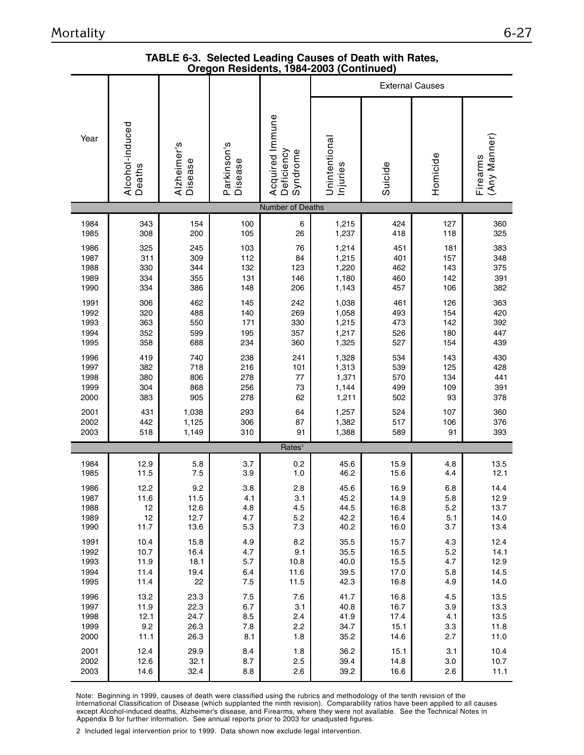## TABLE 6-3. Selected Leading Causes of Death with Rates, Oregon Residents, 1984-2003 (Continued)

| Year | Alcohol-induced Deaths | Alzheimer's Disease | Parkinson's Disease | Acquired Immune Deficiency Syndrome | External Causes: Unintentional Injuries | External Causes: Suicide | External Causes: Homicide | External Causes: Firearms (Any Manner) |
|---|---|---|---|---|---|---|---|---|
| **Number of Deaths** | | | | | | | | |
| 1984 | 343 | 154 | 100 | 6 | 1,215 | 424 | 127 | 360 |
| 1985 | 308 | 200 | 105 | 26 | 1,237 | 418 | 118 | 325 |
| 1986 | 325 | 245 | 103 | 76 | 1,214 | 451 | 181 | 383 |
| 1987 | 311 | 309 | 112 | 84 | 1,215 | 401 | 157 | 348 |
| 1988 | 330 | 344 | 132 | 123 | 1,220 | 462 | 143 | 375 |
| 1989 | 334 | 355 | 131 | 146 | 1,180 | 460 | 142 | 391 |
| 1990 | 334 | 386 | 148 | 206 | 1,143 | 457 | 106 | 382 |
| 1991 | 306 | 462 | 145 | 242 | 1,038 | 461 | 126 | 363 |
| 1992 | 320 | 488 | 140 | 269 | 1,058 | 493 | 154 | 420 |
| 1993 | 363 | 550 | 171 | 330 | 1,215 | 473 | 142 | 392 |
| 1994 | 352 | 599 | 195 | 357 | 1,217 | 526 | 180 | 447 |
| 1995 | 358 | 688 | 234 | 360 | 1,325 | 527 | 154 | 439 |
| 1996 | 419 | 740 | 238 | 241 | 1,328 | 534 | 143 | 430 |
| 1997 | 382 | 718 | 216 | 101 | 1,313 | 539 | 125 | 428 |
| 1998 | 380 | 806 | 278 | 77 | 1,371 | 570 | 134 | 441 |
| 1999 | 304 | 868 | 256 | 73 | 1,144 | 499 | 109 | 391 |
| 2000 | 383 | 905 | 278 | 62 | 1,211 | 502 | 93 | 378 |
| 2001 | 431 | 1,038 | 293 | 64 | 1,257 | 524 | 107 | 360 |
| 2002 | 442 | 1,125 | 306 | 87 | 1,382 | 517 | 106 | 376 |
| 2003 | 518 | 1,149 | 310 | 91 | 1,388 | 589 | 91 | 393 |
| **Rates[1]** | | | | | | | | |
| 1984 | 12.9 | 5.8 | 3.7 | 0.2 | 45.6 | 15.9 | 4.8 | 13.5 |
| 1985 | 11.5 | 7.5 | 3.9 | 1.0 | 46.2 | 15.6 | 4.4 | 12.1 |
| 1986 | 12.2 | 9.2 | 3.8 | 2.8 | 45.6 | 16.9 | 6.8 | 14.4 |
| 1987 | 11.6 | 11.5 | 4.1 | 3.1 | 45.2 | 14.9 | 5.8 | 12.9 |
| 1988 | 12 | 12.6 | 4.8 | 4.5 | 44.5 | 16.8 | 5.2 | 13.7 |
| 1989 | 12 | 12.7 | 4.7 | 5.2 | 42.2 | 16.4 | 5.1 | 14.0 |
| 1990 | 11.7 | 13.6 | 5.3 | 7.3 | 40.2 | 16.0 | 3.7 | 13.4 |
| 1991 | 10.4 | 15.8 | 4.9 | 8.2 | 35.5 | 15.7 | 4.3 | 12.4 |
| 1992 | 10.7 | 16.4 | 4.7 | 9.1 | 35.5 | 16.5 | 5.2 | 14.1 |
| 1993 | 11.9 | 18.1 | 5.7 | 10.8 | 40.0 | 15.5 | 4.7 | 12.9 |
| 1994 | 11.4 | 19.4 | 6.4 | 11.6 | 39.5 | 17.0 | 5.8 | 14.5 |
| 1995 | 11.4 | 22 | 7.5 | 11.5 | 42.3 | 16.8 | 4.9 | 14.0 |
| 1996 | 13.2 | 23.3 | 7.5 | 7.6 | 41.7 | 16.8 | 4.5 | 13.5 |
| 1997 | 11.9 | 22.3 | 6.7 | 3.1 | 40.8 | 16.7 | 3.9 | 13.3 |
| 1998 | 12.1 | 24.7 | 8.5 | 2.4 | 41.9 | 17.4 | 4.1 | 13.5 |
| 1999 | 9.2 | 26.3 | 7.8 | 2.2 | 34.7 | 15.1 | 3.3 | 11.8 |
| 2000 | 11.1 | 26.3 | 8.1 | 1.8 | 35.2 | 14.6 | 2.7 | 11.0 |
| 2001 | 12.4 | 29.9 | 8.4 | 1.8 | 36.2 | 15.1 | 3.1 | 10.4 |
| 2002 | 12.6 | 32.1 | 8.7 | 2.5 | 39.4 | 14.8 | 3.0 | 10.7 |
| 2003 | 14.6 | 32.4 | 8.8 | 2.6 | 39.2 | 16.6 | 2.6 | 11.1 |

Note: Beginning in 1999, causes of death were classified using the rubrics and methodology of the tenth revision of the International Classification of Disease (which supplanted the ninth revision). Comparability ratios have been applied to all causes except Alcohol-induced deaths, Alzheimer's disease, and Firearms, where they were not available. See the Technical Notes in Appendix B for further information. See annual reports prior to 2003 for unadjusted figures.

2 Included legal intervention prior to 1999. Data shown now exclude legal intervention.